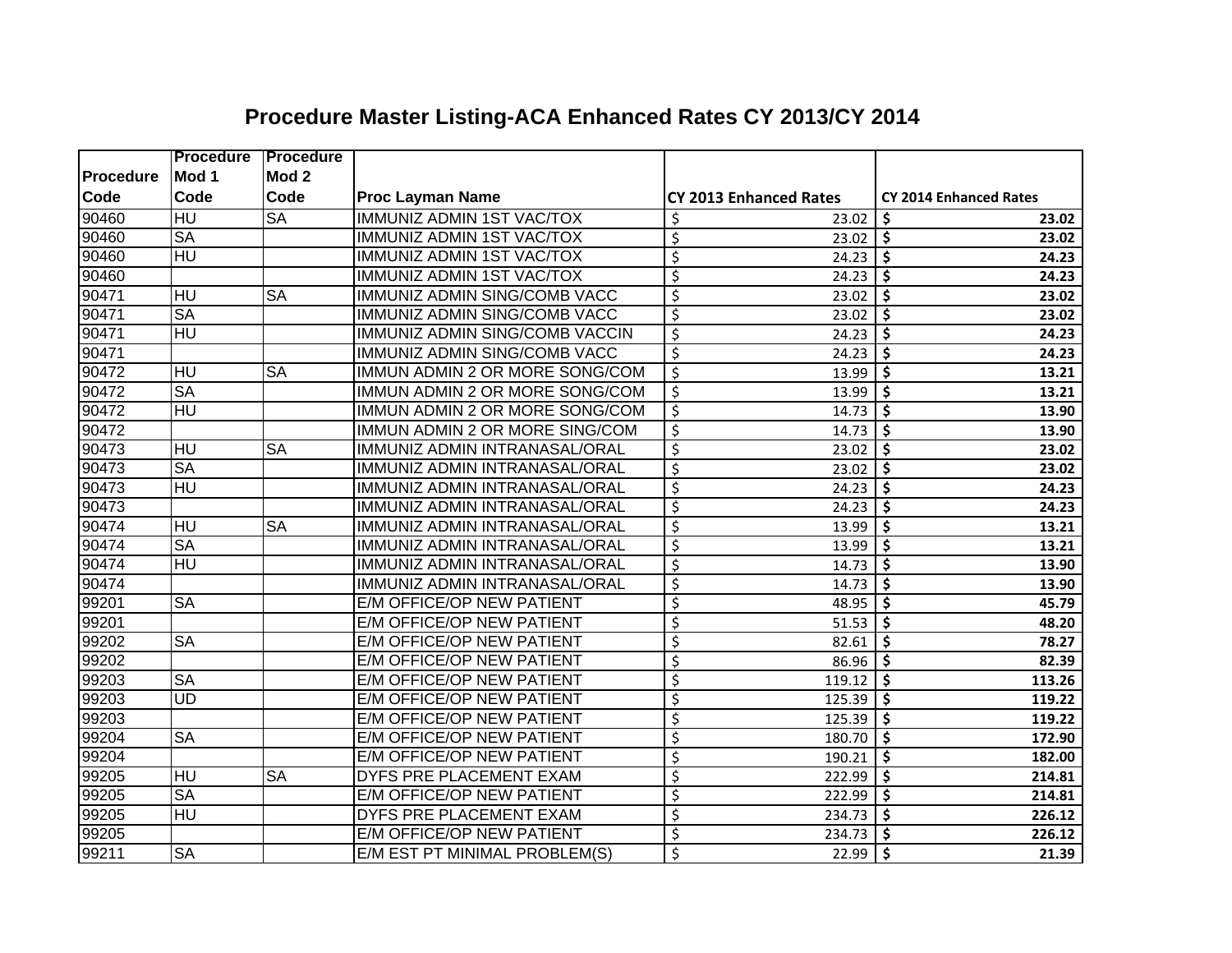# Procedure Master Listing-ACA Enhanced Rates CY 2013/CY 2014

| Procedure Code | Procedure Mod 1 Code | Procedure Mod 2 Code | Proc Layman Name | CY 2013 Enhanced Rates | CY 2014 Enhanced Rates |
|---|---|---|---|---|---|
| 90460 | HU | SA | IMMUNIZ ADMIN 1ST VAC/TOX | $ 23.02 | **$ 23.02** |
| 90460 | SA | | IMMUNIZ ADMIN 1ST VAC/TOX | $ 23.02 | **$ 23.02** |
| 90460 | HU | | IMMUNIZ ADMIN 1ST VAC/TOX | $ 24.23 | **$ 24.23** |
| 90460 | | | IMMUNIZ ADMIN 1ST VAC/TOX | $ 24.23 | **$ 24.23** |
| 90471 | HU | SA | IMMUNIZ ADMIN SING/COMB VACC | $ 23.02 | **$ 23.02** |
| 90471 | SA | | IMMUNIZ ADMIN SING/COMB VACC | $ 23.02 | **$ 23.02** |
| 90471 | HU | | IMMUNIZ ADMIN SING/COMB VACCIN | $ 24.23 | **$ 24.23** |
| 90471 | | | IMMUNIZ ADMIN SING/COMB VACC | $ 24.23 | **$ 24.23** |
| 90472 | HU | SA | IMMUN ADMIN 2 OR MORE SONG/COM | $ 13.99 | **$ 13.21** |
| 90472 | SA | | IMMUN ADMIN 2 OR MORE SONG/COM | $ 13.99 | **$ 13.21** |
| 90472 | HU | | IMMUN ADMIN 2 OR MORE SONG/COM | $ 14.73 | **$ 13.90** |
| 90472 | | | IMMUN ADMIN 2 OR MORE SING/COM | $ 14.73 | **$ 13.90** |
| 90473 | HU | SA | IMMUNIZ ADMIN INTRANASAL/ORAL | $ 23.02 | **$ 23.02** |
| 90473 | SA | | IMMUNIZ ADMIN INTRANASAL/ORAL | $ 23.02 | **$ 23.02** |
| 90473 | HU | | IMMUNIZ ADMIN INTRANASAL/ORAL | $ 24.23 | **$ 24.23** |
| 90473 | | | IMMUNIZ ADMIN INTRANASAL/ORAL | $ 24.23 | **$ 24.23** |
| 90474 | HU | SA | IMMUNIZ ADMIN INTRANASAL/ORAL | $ 13.99 | **$ 13.21** |
| 90474 | SA | | IMMUNIZ ADMIN INTRANASAL/ORAL | $ 13.99 | **$ 13.21** |
| 90474 | HU | | IMMUNIZ ADMIN INTRANASAL/ORAL | $ 14.73 | **$ 13.90** |
| 90474 | | | IMMUNIZ ADMIN INTRANASAL/ORAL | $ 14.73 | **$ 13.90** |
| 99201 | SA | | E/M OFFICE/OP NEW PATIENT | $ 48.95 | **$ 45.79** |
| 99201 | | | E/M OFFICE/OP NEW PATIENT | $ 51.53 | **$ 48.20** |
| 99202 | SA | | E/M OFFICE/OP NEW PATIENT | $ 82.61 | **$ 78.27** |
| 99202 | | | E/M OFFICE/OP NEW PATIENT | $ 86.96 | **$ 82.39** |
| 99203 | SA | | E/M OFFICE/OP NEW PATIENT | $ 119.12 | **$ 113.26** |
| 99203 | UD | | E/M OFFICE/OP NEW PATIENT | $ 125.39 | **$ 119.22** |
| 99203 | | | E/M OFFICE/OP NEW PATIENT | $ 125.39 | **$ 119.22** |
| 99204 | SA | | E/M OFFICE/OP NEW PATIENT | $ 180.70 | **$ 172.90** |
| 99204 | | | E/M OFFICE/OP NEW PATIENT | $ 190.21 | **$ 182.00** |
| 99205 | HU | SA | DYFS PRE PLACEMENT EXAM | $ 222.99 | **$ 214.81** |
| 99205 | SA | | E/M OFFICE/OP NEW PATIENT | $ 222.99 | **$ 214.81** |
| 99205 | HU | | DYFS PRE PLACEMENT EXAM | $ 234.73 | **$ 226.12** |
| 99205 | | | E/M OFFICE/OP NEW PATIENT | $ 234.73 | **$ 226.12** |
| 99211 | SA | | E/M EST PT MINIMAL PROBLEM(S) | $ 22.99 | **$ 21.39** |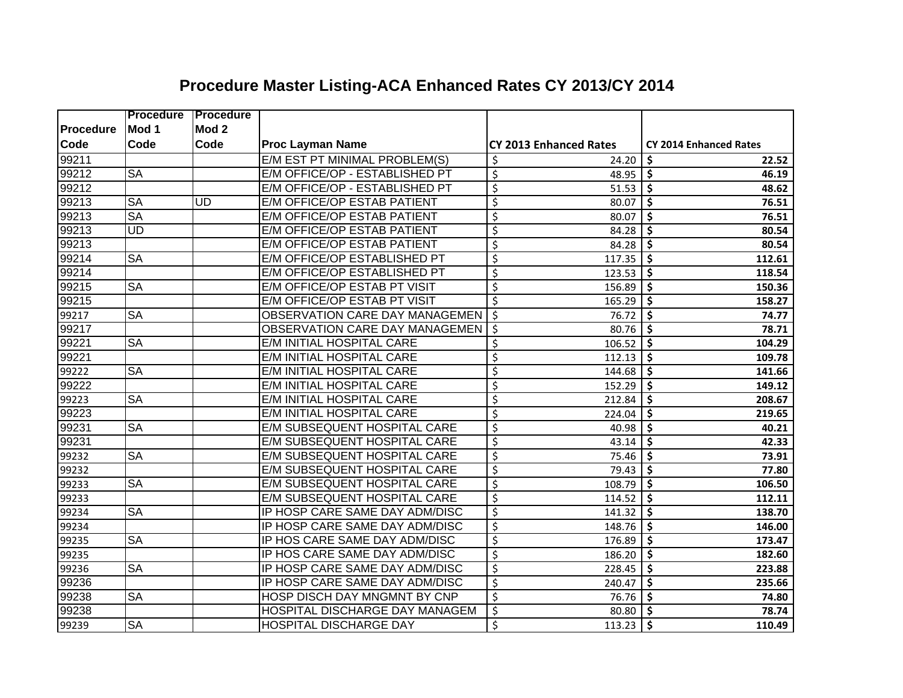# Procedure Master Listing-ACA Enhanced Rates CY 2013/CY 2014

| Procedure Code | Procedure Mod 1 Code | Procedure Mod 2 Code | Proc Layman Name | CY 2013 Enhanced Rates | CY 2014 Enhanced Rates |
|---|---|---|---|---|---|
| 99211 | | | E/M EST PT MINIMAL PROBLEM(S) | $ 24.20 | **$ 22.52** |
| 99212 | SA | | E/M OFFICE/OP - ESTABLISHED PT | $ 48.95 | **$ 46.19** |
| 99212 | | | E/M OFFICE/OP - ESTABLISHED PT | $ 51.53 | **$ 48.62** |
| 99213 | SA | UD | E/M OFFICE/OP ESTAB PATIENT | $ 80.07 | **$ 76.51** |
| 99213 | SA | | E/M OFFICE/OP ESTAB PATIENT | $ 80.07 | **$ 76.51** |
| 99213 | UD | | E/M OFFICE/OP ESTAB PATIENT | $ 84.28 | **$ 80.54** |
| 99213 | | | E/M OFFICE/OP ESTAB PATIENT | $ 84.28 | **$ 80.54** |
| 99214 | SA | | E/M OFFICE/OP ESTABLISHED PT | $ 117.35 | **$ 112.61** |
| 99214 | | | E/M OFFICE/OP ESTABLISHED PT | $ 123.53 | **$ 118.54** |
| 99215 | SA | | E/M OFFICE/OP ESTAB PT VISIT | $ 156.89 | **$ 150.36** |
| 99215 | | | E/M OFFICE/OP ESTAB PT VISIT | $ 165.29 | **$ 158.27** |
| 99217 | SA | | OBSERVATION CARE DAY MANAGEMEN | $ 76.72 | **$ 74.77** |
| 99217 | | | OBSERVATION CARE DAY MANAGEMEN | $ 80.76 | **$ 78.71** |
| 99221 | SA | | E/M INITIAL HOSPITAL CARE | $ 106.52 | **$ 104.29** |
| 99221 | | | E/M INITIAL HOSPITAL CARE | $ 112.13 | **$ 109.78** |
| 99222 | SA | | E/M INITIAL HOSPITAL CARE | $ 144.68 | **$ 141.66** |
| 99222 | | | E/M INITIAL HOSPITAL CARE | $ 152.29 | **$ 149.12** |
| 99223 | SA | | E/M INITIAL HOSPITAL CARE | $ 212.84 | **$ 208.67** |
| 99223 | | | E/M INITIAL HOSPITAL CARE | $ 224.04 | **$ 219.65** |
| 99231 | SA | | E/M SUBSEQUENT HOSPITAL CARE | $ 40.98 | **$ 40.21** |
| 99231 | | | E/M SUBSEQUENT HOSPITAL CARE | $ 43.14 | **$ 42.33** |
| 99232 | SA | | E/M SUBSEQUENT HOSPITAL CARE | $ 75.46 | **$ 73.91** |
| 99232 | | | E/M SUBSEQUENT HOSPITAL CARE | $ 79.43 | **$ 77.80** |
| 99233 | SA | | E/M SUBSEQUENT HOSPITAL CARE | $ 108.79 | **$ 106.50** |
| 99233 | | | E/M SUBSEQUENT HOSPITAL CARE | $ 114.52 | **$ 112.11** |
| 99234 | SA | | IP HOSP CARE SAME DAY ADM/DISC | $ 141.32 | **$ 138.70** |
| 99234 | | | IP HOSP CARE SAME DAY ADM/DISC | $ 148.76 | **$ 146.00** |
| 99235 | SA | | IP HOS CARE SAME DAY ADM/DISC | $ 176.89 | **$ 173.47** |
| 99235 | | | IP HOS CARE SAME DAY ADM/DISC | $ 186.20 | **$ 182.60** |
| 99236 | SA | | IP HOSP CARE SAME DAY ADM/DISC | $ 228.45 | **$ 223.88** |
| 99236 | | | IP HOSP CARE SAME DAY ADM/DISC | $ 240.47 | **$ 235.66** |
| 99238 | SA | | HOSP DISCH DAY MNGMNT BY CNP | $ 76.76 | **$ 74.80** |
| 99238 | | | HOSPITAL DISCHARGE DAY MANAGEM | $ 80.80 | **$ 78.74** |
| 99239 | SA | | HOSPITAL DISCHARGE DAY | $ 113.23 | **$ 110.49** |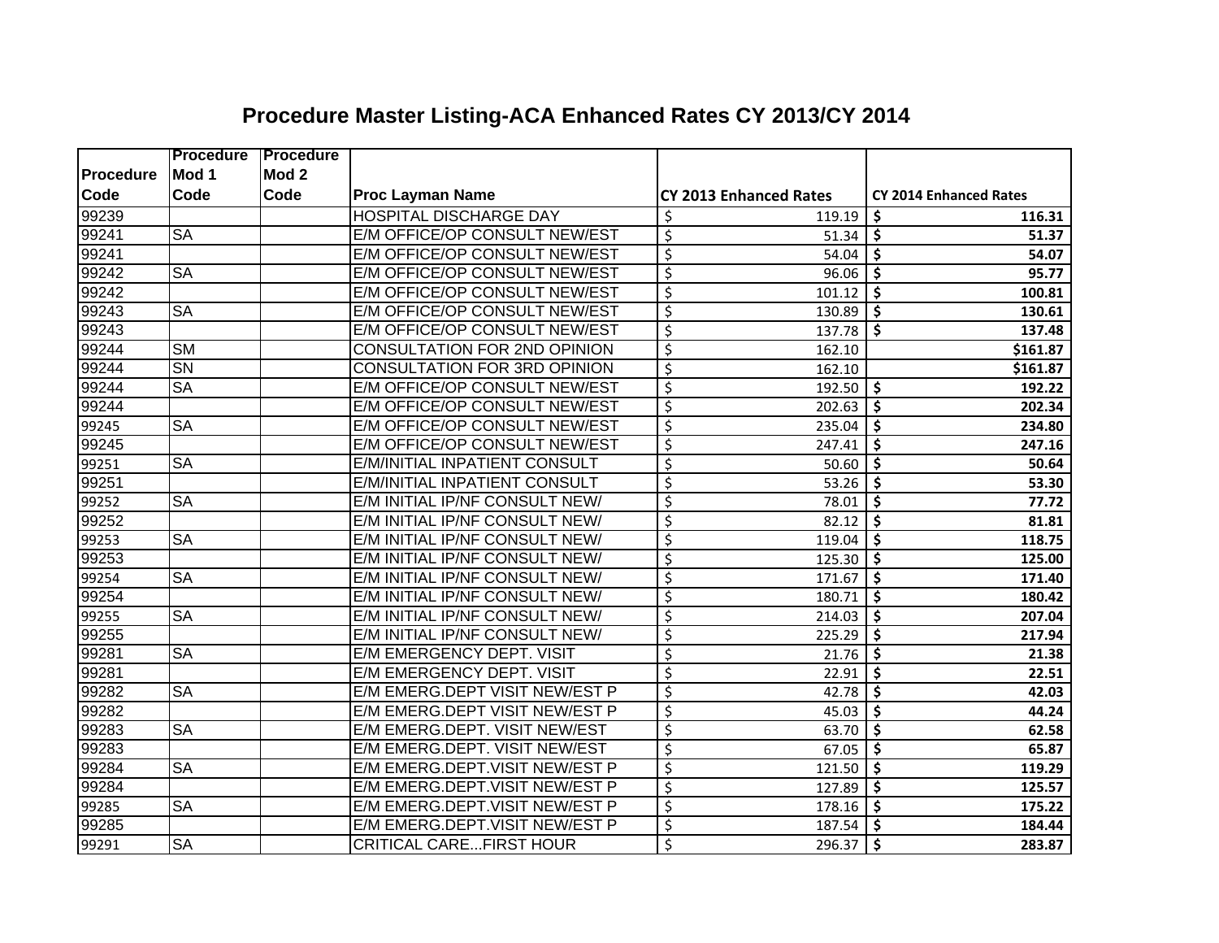# Procedure Master Listing-ACA Enhanced Rates CY 2013/CY 2014

| Procedure Code | Procedure Mod 1 Code | Procedure Mod 2 Code | Proc Layman Name | CY 2013 Enhanced Rates | CY 2014 Enhanced Rates |
|---|---|---|---|---|---|
| 99239 | | | HOSPITAL DISCHARGE DAY | $ 119.19 | **$ 116.31** |
| 99241 | SA | | E/M OFFICE/OP CONSULT NEW/EST | $ 51.34 | **$ 51.37** |
| 99241 | | | E/M OFFICE/OP CONSULT NEW/EST | $ 54.04 | **$ 54.07** |
| 99242 | SA | | E/M OFFICE/OP CONSULT NEW/EST | $ 96.06 | **$ 95.77** |
| 99242 | | | E/M OFFICE/OP CONSULT NEW/EST | $ 101.12 | **$ 100.81** |
| 99243 | SA | | E/M OFFICE/OP CONSULT NEW/EST | $ 130.89 | **$ 130.61** |
| 99243 | | | E/M OFFICE/OP CONSULT NEW/EST | $ 137.78 | **$ 137.48** |
| 99244 | SM | | CONSULTATION FOR 2ND OPINION | $ 162.10 | **$161.87** |
| 99244 | SN | | CONSULTATION FOR 3RD OPINION | $ 162.10 | **$161.87** |
| 99244 | SA | | E/M OFFICE/OP CONSULT NEW/EST | $ 192.50 | **$ 192.22** |
| 99244 | | | E/M OFFICE/OP CONSULT NEW/EST | $ 202.63 | **$ 202.34** |
| 99245 | SA | | E/M OFFICE/OP CONSULT NEW/EST | $ 235.04 | **$ 234.80** |
| 99245 | | | E/M OFFICE/OP CONSULT NEW/EST | $ 247.41 | **$ 247.16** |
| 99251 | SA | | E/M/INITIAL INPATIENT CONSULT | $ 50.60 | **$ 50.64** |
| 99251 | | | E/M/INITIAL INPATIENT CONSULT | $ 53.26 | **$ 53.30** |
| 99252 | SA | | E/M INITIAL IP/NF CONSULT NEW/ | $ 78.01 | **$ 77.72** |
| 99252 | | | E/M INITIAL IP/NF CONSULT NEW/ | $ 82.12 | **$ 81.81** |
| 99253 | SA | | E/M INITIAL IP/NF CONSULT NEW/ | $ 119.04 | **$ 118.75** |
| 99253 | | | E/M INITIAL IP/NF CONSULT NEW/ | $ 125.30 | **$ 125.00** |
| 99254 | SA | | E/M INITIAL IP/NF CONSULT NEW/ | $ 171.67 | **$ 171.40** |
| 99254 | | | E/M INITIAL IP/NF CONSULT NEW/ | $ 180.71 | **$ 180.42** |
| 99255 | SA | | E/M INITIAL IP/NF CONSULT NEW/ | $ 214.03 | **$ 207.04** |
| 99255 | | | E/M INITIAL IP/NF CONSULT NEW/ | $ 225.29 | **$ 217.94** |
| 99281 | SA | | E/M EMERGENCY DEPT. VISIT | $ 21.76 | **$ 21.38** |
| 99281 | | | E/M EMERGENCY DEPT. VISIT | $ 22.91 | **$ 22.51** |
| 99282 | SA | | E/M EMERG.DEPT VISIT NEW/EST P | $ 42.78 | **$ 42.03** |
| 99282 | | | E/M EMERG.DEPT VISIT NEW/EST P | $ 45.03 | **$ 44.24** |
| 99283 | SA | | E/M EMERG.DEPT. VISIT NEW/EST | $ 63.70 | **$ 62.58** |
| 99283 | | | E/M EMERG.DEPT. VISIT NEW/EST | $ 67.05 | **$ 65.87** |
| 99284 | SA | | E/M EMERG.DEPT.VISIT NEW/EST P | $ 121.50 | **$ 119.29** |
| 99284 | | | E/M EMERG.DEPT.VISIT NEW/EST P | $ 127.89 | **$ 125.57** |
| 99285 | SA | | E/M EMERG.DEPT.VISIT NEW/EST P | $ 178.16 | **$ 175.22** |
| 99285 | | | E/M EMERG.DEPT.VISIT NEW/EST P | $ 187.54 | **$ 184.44** |
| 99291 | SA | | CRITICAL CARE...FIRST HOUR | $ 296.37 | **$ 283.87** |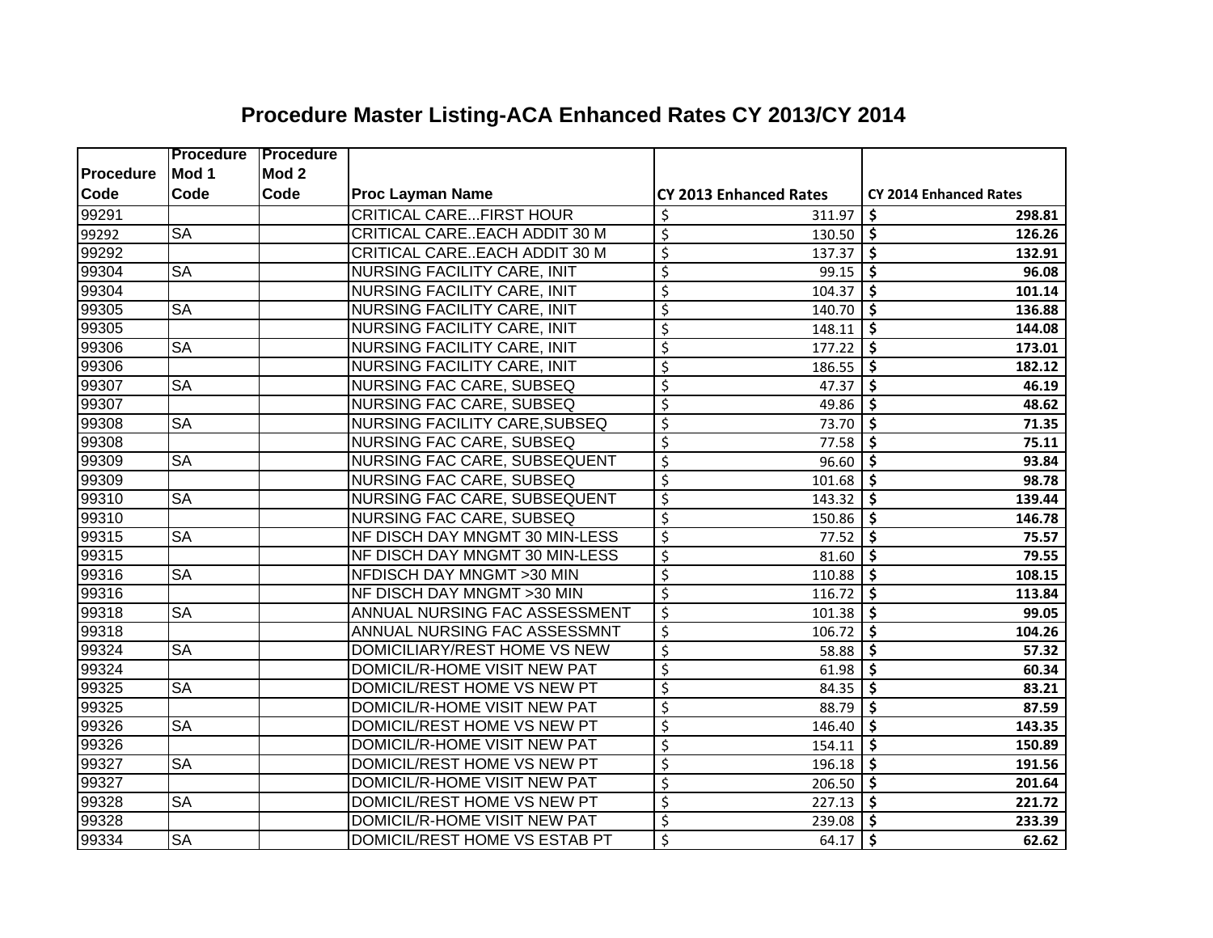# Procedure Master Listing-ACA Enhanced Rates CY 2013/CY 2014

| Procedure Code | Procedure Mod 1 Code | Procedure Mod 2 Code | Proc Layman Name | CY 2013 Enhanced Rates | CY 2014 Enhanced Rates |
|---|---|---|---|---|---|
| 99291 | | | CRITICAL CARE...FIRST HOUR | $ 311.97 | **$ 298.81** |
| 99292 | SA | | CRITICAL CARE..EACH ADDIT 30 M | $ 130.50 | **$ 126.26** |
| 99292 | | | CRITICAL CARE..EACH ADDIT 30 M | $ 137.37 | **$ 132.91** |
| 99304 | SA | | NURSING FACILITY CARE, INIT | $ 99.15 | **$ 96.08** |
| 99304 | | | NURSING FACILITY CARE, INIT | $ 104.37 | **$ 101.14** |
| 99305 | SA | | NURSING FACILITY CARE, INIT | $ 140.70 | **$ 136.88** |
| 99305 | | | NURSING FACILITY CARE, INIT | $ 148.11 | **$ 144.08** |
| 99306 | SA | | NURSING FACILITY CARE, INIT | $ 177.22 | **$ 173.01** |
| 99306 | | | NURSING FACILITY CARE, INIT | $ 186.55 | **$ 182.12** |
| 99307 | SA | | NURSING FAC CARE, SUBSEQ | $ 47.37 | **$ 46.19** |
| 99307 | | | NURSING FAC CARE, SUBSEQ | $ 49.86 | **$ 48.62** |
| 99308 | SA | | NURSING FACILITY CARE,SUBSEQ | $ 73.70 | **$ 71.35** |
| 99308 | | | NURSING FAC CARE, SUBSEQ | $ 77.58 | **$ 75.11** |
| 99309 | SA | | NURSING FAC CARE, SUBSEQUENT | $ 96.60 | **$ 93.84** |
| 99309 | | | NURSING FAC CARE, SUBSEQ | $ 101.68 | **$ 98.78** |
| 99310 | SA | | NURSING FAC CARE, SUBSEQUENT | $ 143.32 | **$ 139.44** |
| 99310 | | | NURSING FAC CARE, SUBSEQ | $ 150.86 | **$ 146.78** |
| 99315 | SA | | NF DISCH DAY MNGMT 30 MIN-LESS | $ 77.52 | **$ 75.57** |
| 99315 | | | NF DISCH DAY MNGMT 30 MIN-LESS | $ 81.60 | **$ 79.55** |
| 99316 | SA | | NFDISCH DAY MNGMT >30 MIN | $ 110.88 | **$ 108.15** |
| 99316 | | | NF DISCH DAY MNGMT >30 MIN | $ 116.72 | **$ 113.84** |
| 99318 | SA | | ANNUAL NURSING FAC ASSESSMENT | $ 101.38 | **$ 99.05** |
| 99318 | | | ANNUAL NURSING FAC ASSESSMNT | $ 106.72 | **$ 104.26** |
| 99324 | SA | | DOMICILIARY/REST HOME VS NEW | $ 58.88 | **$ 57.32** |
| 99324 | | | DOMICIL/R-HOME VISIT NEW PAT | $ 61.98 | **$ 60.34** |
| 99325 | SA | | DOMICIL/REST HOME VS NEW PT | $ 84.35 | **$ 83.21** |
| 99325 | | | DOMICIL/R-HOME VISIT NEW PAT | $ 88.79 | **$ 87.59** |
| 99326 | SA | | DOMICIL/REST HOME VS NEW PT | $ 146.40 | **$ 143.35** |
| 99326 | | | DOMICIL/R-HOME VISIT NEW PAT | $ 154.11 | **$ 150.89** |
| 99327 | SA | | DOMICIL/REST HOME VS NEW PT | $ 196.18 | **$ 191.56** |
| 99327 | | | DOMICIL/R-HOME VISIT NEW PAT | $ 206.50 | **$ 201.64** |
| 99328 | SA | | DOMICIL/REST HOME VS NEW PT | $ 227.13 | **$ 221.72** |
| 99328 | | | DOMICIL/R-HOME VISIT NEW PAT | $ 239.08 | **$ 233.39** |
| 99334 | SA | | DOMICIL/REST HOME VS ESTAB PT | $ 64.17 | **$ 62.62** |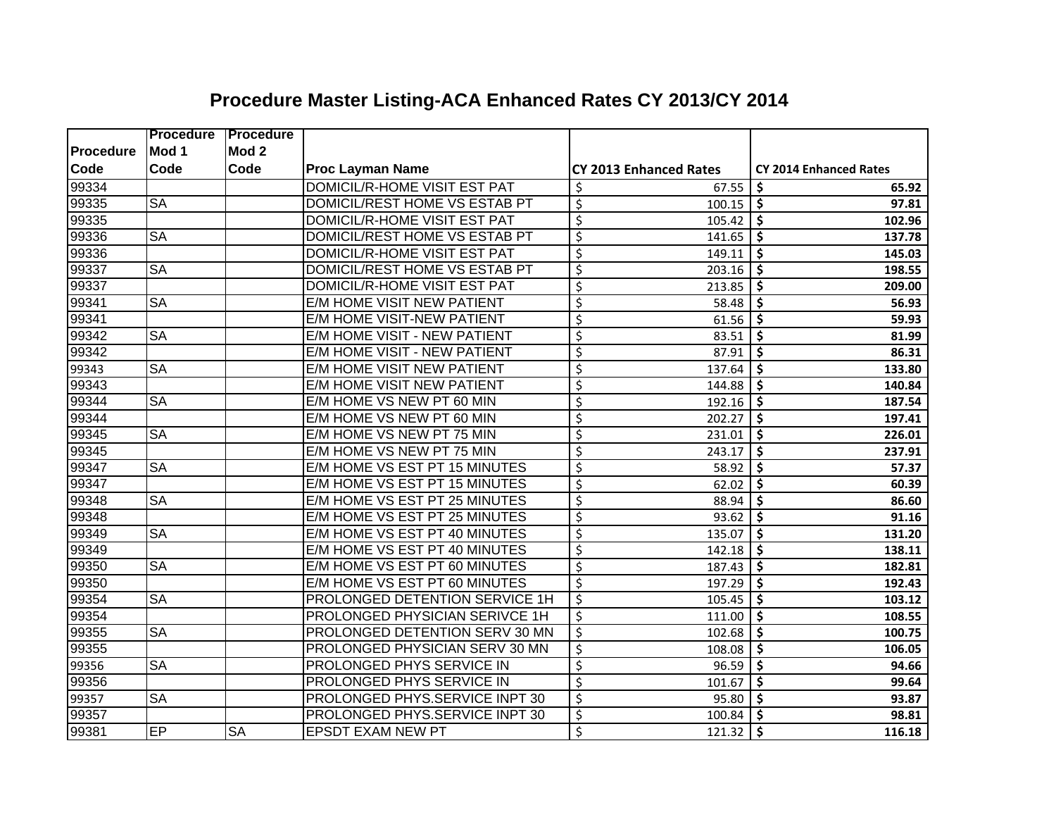# Procedure Master Listing-ACA Enhanced Rates CY 2013/CY 2014

| Procedure Code | Procedure Mod 1 Code | Procedure Mod 2 Code | Proc Layman Name | CY 2013 Enhanced Rates | CY 2014 Enhanced Rates |
|---|---|---|---|---|---|
| 99334 | | | DOMICIL/R-HOME VISIT EST PAT | $ 67.55 | **$ 65.92** |
| 99335 | SA | | DOMICIL/REST HOME VS ESTAB PT | $ 100.15 | **$ 97.81** |
| 99335 | | | DOMICIL/R-HOME VISIT EST PAT | $ 105.42 | **$ 102.96** |
| 99336 | SA | | DOMICIL/REST HOME VS ESTAB PT | $ 141.65 | **$ 137.78** |
| 99336 | | | DOMICIL/R-HOME VISIT EST PAT | $ 149.11 | **$ 145.03** |
| 99337 | SA | | DOMICIL/REST HOME VS ESTAB PT | $ 203.16 | **$ 198.55** |
| 99337 | | | DOMICIL/R-HOME VISIT EST PAT | $ 213.85 | **$ 209.00** |
| 99341 | SA | | E/M HOME VISIT NEW PATIENT | $ 58.48 | **$ 56.93** |
| 99341 | | | E/M HOME VISIT-NEW PATIENT | $ 61.56 | **$ 59.93** |
| 99342 | SA | | E/M HOME VISIT - NEW PATIENT | $ 83.51 | **$ 81.99** |
| 99342 | | | E/M HOME VISIT - NEW PATIENT | $ 87.91 | **$ 86.31** |
| 99343 | SA | | E/M HOME VISIT NEW PATIENT | $ 137.64 | **$ 133.80** |
| 99343 | | | E/M HOME VISIT NEW PATIENT | $ 144.88 | **$ 140.84** |
| 99344 | SA | | E/M HOME VS NEW PT 60 MIN | $ 192.16 | **$ 187.54** |
| 99344 | | | E/M HOME VS NEW PT 60 MIN | $ 202.27 | **$ 197.41** |
| 99345 | SA | | E/M HOME VS NEW PT 75 MIN | $ 231.01 | **$ 226.01** |
| 99345 | | | E/M HOME VS NEW PT 75 MIN | $ 243.17 | **$ 237.91** |
| 99347 | SA | | E/M HOME VS EST PT 15 MINUTES | $ 58.92 | **$ 57.37** |
| 99347 | | | E/M HOME VS EST PT 15 MINUTES | $ 62.02 | **$ 60.39** |
| 99348 | SA | | E/M HOME VS EST PT 25 MINUTES | $ 88.94 | **$ 86.60** |
| 99348 | | | E/M HOME VS EST PT 25 MINUTES | $ 93.62 | **$ 91.16** |
| 99349 | SA | | E/M HOME VS EST PT 40 MINUTES | $ 135.07 | **$ 131.20** |
| 99349 | | | E/M HOME VS EST PT 40 MINUTES | $ 142.18 | **$ 138.11** |
| 99350 | SA | | E/M HOME VS EST PT 60 MINUTES | $ 187.43 | **$ 182.81** |
| 99350 | | | E/M HOME VS EST PT 60 MINUTES | $ 197.29 | **$ 192.43** |
| 99354 | SA | | PROLONGED DETENTION SERVICE 1H | $ 105.45 | **$ 103.12** |
| 99354 | | | PROLONGED PHYSICIAN SERIVCE 1H | $ 111.00 | **$ 108.55** |
| 99355 | SA | | PROLONGED DETENTION SERV 30 MN | $ 102.68 | **$ 100.75** |
| 99355 | | | PROLONGED PHYSICIAN SERV 30 MN | $ 108.08 | **$ 106.05** |
| 99356 | SA | | PROLONGED PHYS SERVICE IN | $ 96.59 | **$ 94.66** |
| 99356 | | | PROLONGED PHYS SERVICE IN | $ 101.67 | **$ 99.64** |
| 99357 | SA | | PROLONGED PHYS.SERVICE INPT 30 | $ 95.80 | **$ 93.87** |
| 99357 | | | PROLONGED PHYS.SERVICE INPT 30 | $ 100.84 | **$ 98.81** |
| 99381 | EP | SA | EPSDT EXAM NEW PT | $ 121.32 | **$ 116.18** |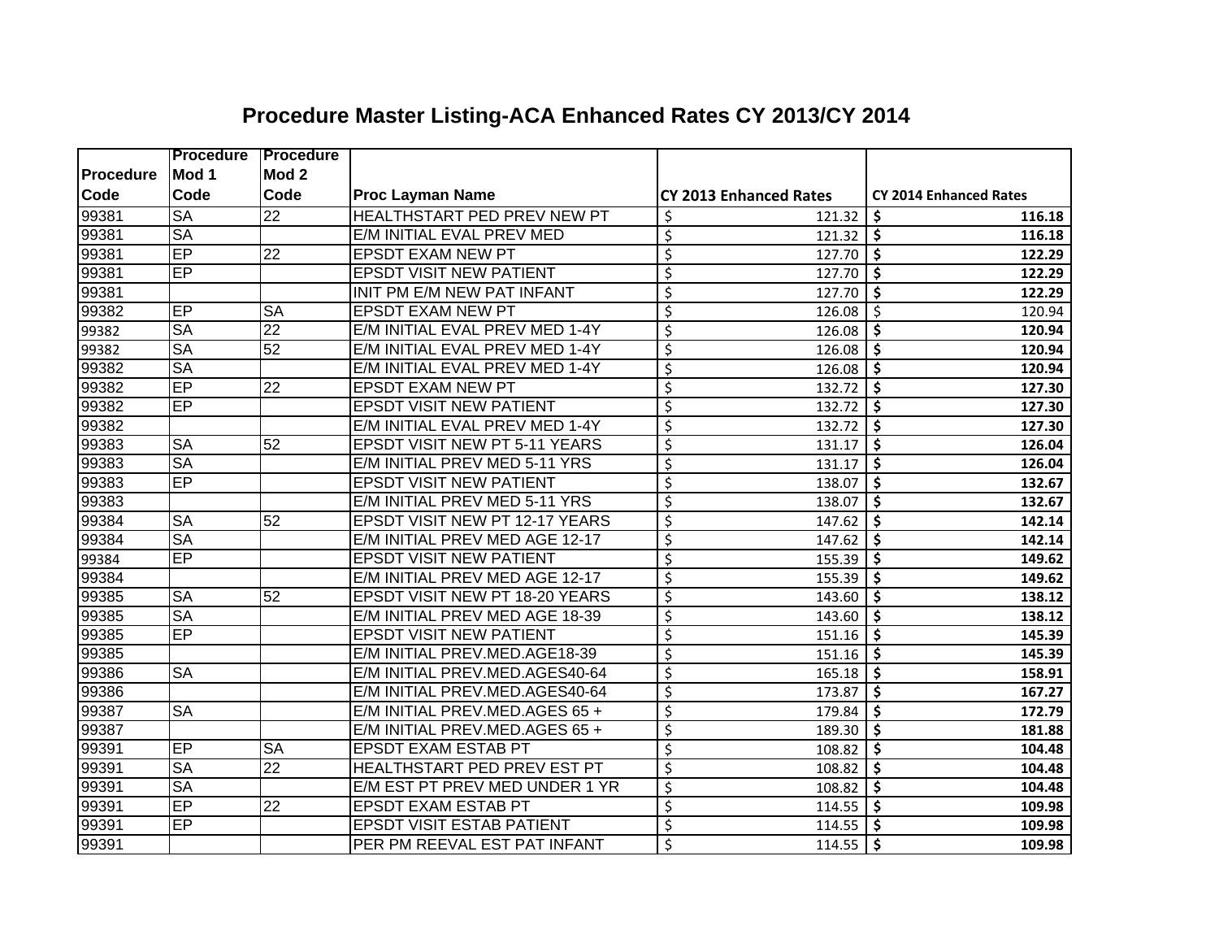# Procedure Master Listing-ACA Enhanced Rates CY 2013/CY 2014

| Procedure Code | Procedure Mod 1 Code | Procedure Mod 2 Code | Proc Layman Name | CY 2013 Enhanced Rates | CY 2014 Enhanced Rates |
|---|---|---|---|---|---|
| 99381 | SA | 22 | HEALTHSTART PED PREV NEW PT | $ 121.32 | **$ 116.18** |
| 99381 | SA | | E/M INITIAL EVAL PREV MED | $ 121.32 | **$ 116.18** |
| 99381 | EP | 22 | EPSDT EXAM NEW PT | $ 127.70 | **$ 122.29** |
| 99381 | EP | | EPSDT VISIT NEW PATIENT | $ 127.70 | **$ 122.29** |
| 99381 | | | INIT PM E/M NEW PAT INFANT | $ 127.70 | **$ 122.29** |
| 99382 | EP | SA | EPSDT EXAM NEW PT | $ 126.08 | $ 120.94 |
| 99382 | SA | 22 | E/M INITIAL EVAL PREV MED 1-4Y | $ 126.08 | **$ 120.94** |
| 99382 | SA | 52 | E/M INITIAL EVAL PREV MED 1-4Y | $ 126.08 | **$ 120.94** |
| 99382 | SA | | E/M INITIAL EVAL PREV MED 1-4Y | $ 126.08 | **$ 120.94** |
| 99382 | EP | 22 | EPSDT EXAM NEW PT | $ 132.72 | **$ 127.30** |
| 99382 | EP | | EPSDT VISIT NEW PATIENT | $ 132.72 | **$ 127.30** |
| 99382 | | | E/M INITIAL EVAL PREV MED 1-4Y | $ 132.72 | **$ 127.30** |
| 99383 | SA | 52 | EPSDT VISIT NEW PT 5-11 YEARS | $ 131.17 | **$ 126.04** |
| 99383 | SA | | E/M INITIAL PREV MED 5-11 YRS | $ 131.17 | **$ 126.04** |
| 99383 | EP | | EPSDT VISIT NEW PATIENT | $ 138.07 | **$ 132.67** |
| 99383 | | | E/M INITIAL PREV MED 5-11 YRS | $ 138.07 | **$ 132.67** |
| 99384 | SA | 52 | EPSDT VISIT NEW PT 12-17 YEARS | $ 147.62 | **$ 142.14** |
| 99384 | SA | | E/M INITIAL PREV MED AGE 12-17 | $ 147.62 | **$ 142.14** |
| 99384 | EP | | EPSDT VISIT NEW PATIENT | $ 155.39 | **$ 149.62** |
| 99384 | | | E/M INITIAL PREV MED AGE 12-17 | $ 155.39 | **$ 149.62** |
| 99385 | SA | 52 | EPSDT VISIT NEW PT 18-20 YEARS | $ 143.60 | **$ 138.12** |
| 99385 | SA | | E/M INITIAL PREV MED AGE 18-39 | $ 143.60 | **$ 138.12** |
| 99385 | EP | | EPSDT VISIT NEW PATIENT | $ 151.16 | **$ 145.39** |
| 99385 | | | E/M INITIAL PREV.MED.AGE18-39 | $ 151.16 | **$ 145.39** |
| 99386 | SA | | E/M INITIAL PREV.MED.AGES40-64 | $ 165.18 | **$ 158.91** |
| 99386 | | | E/M INITIAL PREV.MED.AGES40-64 | $ 173.87 | **$ 167.27** |
| 99387 | SA | | E/M INITIAL PREV.MED.AGES 65 + | $ 179.84 | **$ 172.79** |
| 99387 | | | E/M INITIAL PREV.MED.AGES 65 + | $ 189.30 | **$ 181.88** |
| 99391 | EP | SA | EPSDT EXAM ESTAB PT | $ 108.82 | **$ 104.48** |
| 99391 | SA | 22 | HEALTHSTART PED PREV EST PT | $ 108.82 | **$ 104.48** |
| 99391 | SA | | E/M EST PT PREV MED UNDER 1 YR | $ 108.82 | **$ 104.48** |
| 99391 | EP | 22 | EPSDT EXAM ESTAB PT | $ 114.55 | **$ 109.98** |
| 99391 | EP | | EPSDT VISIT ESTAB PATIENT | $ 114.55 | **$ 109.98** |
| 99391 | | | PER PM REEVAL EST PAT INFANT | $ 114.55 | **$ 109.98** |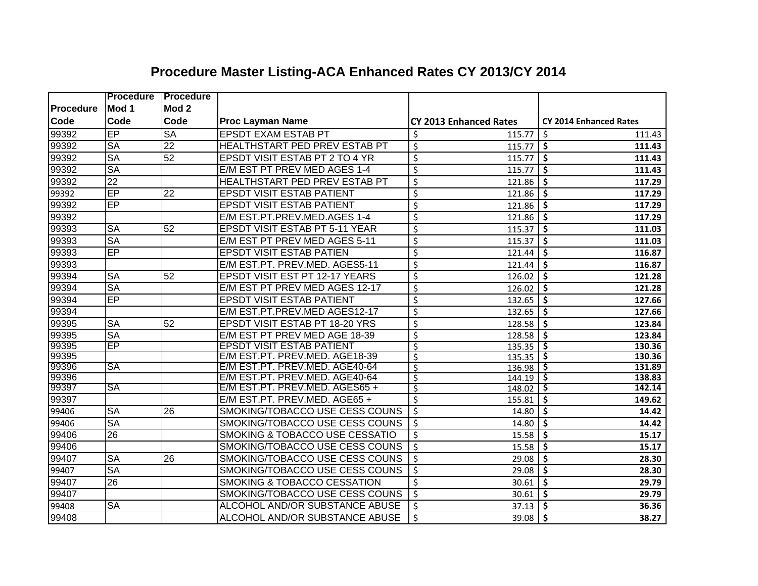# Procedure Master Listing-ACA Enhanced Rates CY 2013/CY 2014

| Procedure Code | Procedure Mod 1 Code | Procedure Mod 2 Code | Proc Layman Name | CY 2013 Enhanced Rates | CY 2014 Enhanced Rates |
|---|---|---|---|---|---|
| 99392 | EP | SA | EPSDT EXAM ESTAB PT | $ 115.77 | $ 111.43 |
| 99392 | SA | 22 | HEALTHSTART PED PREV ESTAB PT | $ 115.77 | **$ 111.43** |
| 99392 | SA | 52 | EPSDT VISIT ESTAB PT 2 TO 4 YR | $ 115.77 | **$ 111.43** |
| 99392 | SA | | E/M EST PT PREV MED AGES 1-4 | $ 115.77 | **$ 111.43** |
| 99392 | 22 | | HEALTHSTART PED PREV ESTAB PT | $ 121.86 | **$ 117.29** |
| 99392 | EP | 22 | EPSDT VISIT ESTAB PATIENT | $ 121.86 | **$ 117.29** |
| 99392 | EP | | EPSDT VISIT ESTAB PATIENT | $ 121.86 | **$ 117.29** |
| 99392 | | | E/M EST.PT.PREV.MED.AGES 1-4 | $ 121.86 | **$ 117.29** |
| 99393 | SA | 52 | EPSDT VISIT ESTAB PT 5-11 YEAR | $ 115.37 | **$ 111.03** |
| 99393 | SA | | E/M EST PT PREV MED AGES 5-11 | $ 115.37 | **$ 111.03** |
| 99393 | EP | | EPSDT VISIT ESTAB PATIEN | $ 121.44 | **$ 116.87** |
| 99393 | | | E/M EST.PT. PREV.MED. AGES5-11 | $ 121.44 | **$ 116.87** |
| 99394 | SA | 52 | EPSDT VISIT EST PT 12-17 YEARS | $ 126.02 | **$ 121.28** |
| 99394 | SA | | E/M EST PT PREV MED AGES 12-17 | $ 126.02 | **$ 121.28** |
| 99394 | EP | | EPSDT VISIT ESTAB PATIENT | $ 132.65 | **$ 127.66** |
| 99394 | | | E/M EST.PT.PREV.MED AGES12-17 | $ 132.65 | **$ 127.66** |
| 99395 | SA | 52 | EPSDT VISIT ESTAB PT 18-20 YRS | $ 128.58 | **$ 123.84** |
| 99395 | SA | | E/M EST PT PREV MED AGE 18-39 | $ 128.58 | **$ 123.84** |
| 99395 | EP | | EPSDT VISIT ESTAB PATIENT | $ 135.35 | **$ 130.36** |
| 99395 | | | E/M EST.PT. PREV.MED. AGE18-39 | $ 135.35 | **$ 130.36** |
| 99396 | SA | | E/M EST.PT. PREV.MED. AGE40-64 | $ 136.98 | **$ 131.89** |
| 99396 | | | E/M EST.PT. PREV.MED. AGE40-64 | $ 144.19 | **$ 138.83** |
| 99397 | SA | | E/M EST.PT. PREV.MED. AGES65 + | $ 148.02 | **$ 142.14** |
| 99397 | | | E/M EST.PT. PREV.MED. AGE65 + | $ 155.81 | **$ 149.62** |
| 99406 | SA | 26 | SMOKING/TOBACCO USE CESS COUNS | $ 14.80 | **$ 14.42** |
| 99406 | SA | | SMOKING/TOBACCO USE CESS COUNS | $ 14.80 | **$ 14.42** |
| 99406 | 26 | | SMOKING & TOBACCO USE CESSATIO | $ 15.58 | **$ 15.17** |
| 99406 | | | SMOKING/TOBACCO USE CESS COUNS | $ 15.58 | **$ 15.17** |
| 99407 | SA | 26 | SMOKING/TOBACCO USE CESS COUNS | $ 29.08 | **$ 28.30** |
| 99407 | SA | | SMOKING/TOBACCO USE CESS COUNS | $ 29.08 | **$ 28.30** |
| 99407 | 26 | | SMOKING & TOBACCO CESSATION | $ 30.61 | **$ 29.79** |
| 99407 | | | SMOKING/TOBACCO USE CESS COUNS | $ 30.61 | **$ 29.79** |
| 99408 | SA | | ALCOHOL AND/OR SUBSTANCE ABUSE | $ 37.13 | **$ 36.36** |
| 99408 | | | ALCOHOL AND/OR SUBSTANCE ABUSE | $ 39.08 | **$ 38.27** |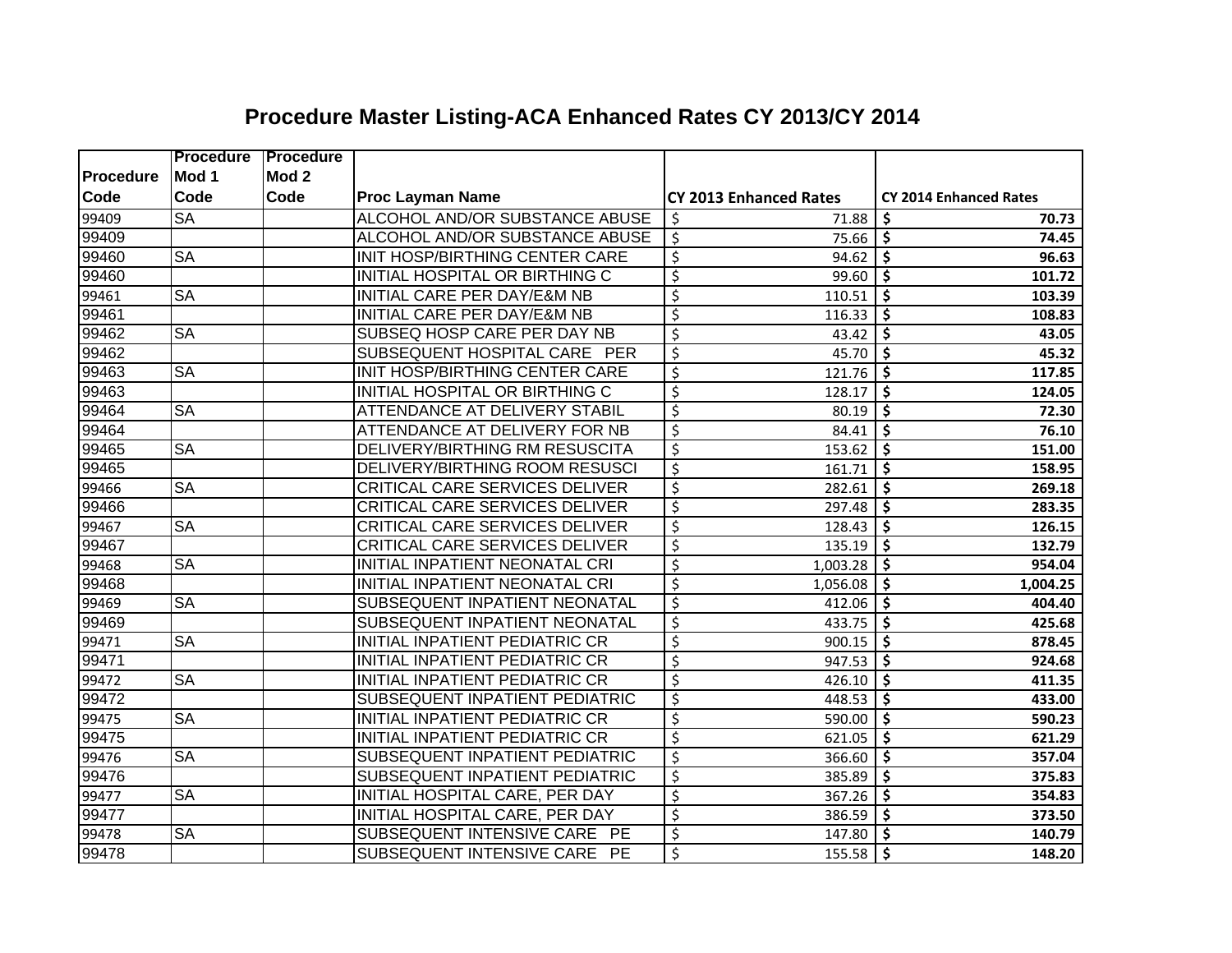# Procedure Master Listing-ACA Enhanced Rates CY 2013/CY 2014

| Procedure Code | Procedure Mod 1 Code | Procedure Mod 2 Code | Proc Layman Name | CY 2013 Enhanced Rates | CY 2014 Enhanced Rates |
|---|---|---|---|---|---|
| 99409 | SA | | ALCOHOL AND/OR SUBSTANCE ABUSE | $ 71.88 | **$ 70.73** |
| 99409 | | | ALCOHOL AND/OR SUBSTANCE ABUSE | $ 75.66 | **$ 74.45** |
| 99460 | SA | | INIT HOSP/BIRTHING CENTER CARE | $ 94.62 | **$ 96.63** |
| 99460 | | | INITIAL HOSPITAL OR BIRTHING C | $ 99.60 | **$ 101.72** |
| 99461 | SA | | INITIAL CARE PER DAY/E&M NB | $ 110.51 | **$ 103.39** |
| 99461 | | | INITIAL CARE PER DAY/E&M NB | $ 116.33 | **$ 108.83** |
| 99462 | SA | | SUBSEQ HOSP CARE PER DAY NB | $ 43.42 | **$ 43.05** |
| 99462 | | | SUBSEQUENT HOSPITAL CARE PER | $ 45.70 | **$ 45.32** |
| 99463 | SA | | INIT HOSP/BIRTHING CENTER CARE | $ 121.76 | **$ 117.85** |
| 99463 | | | INITIAL HOSPITAL OR BIRTHING C | $ 128.17 | **$ 124.05** |
| 99464 | SA | | ATTENDANCE AT DELIVERY STABIL | $ 80.19 | **$ 72.30** |
| 99464 | | | ATTENDANCE AT DELIVERY FOR NB | $ 84.41 | **$ 76.10** |
| 99465 | SA | | DELIVERY/BIRTHING RM RESUSCITA | $ 153.62 | **$ 151.00** |
| 99465 | | | DELIVERY/BIRTHING ROOM RESUSCI | $ 161.71 | **$ 158.95** |
| 99466 | SA | | CRITICAL CARE SERVICES DELIVER | $ 282.61 | **$ 269.18** |
| 99466 | | | CRITICAL CARE SERVICES DELIVER | $ 297.48 | **$ 283.35** |
| 99467 | SA | | CRITICAL CARE SERVICES DELIVER | $ 128.43 | **$ 126.15** |
| 99467 | | | CRITICAL CARE SERVICES DELIVER | $ 135.19 | **$ 132.79** |
| 99468 | SA | | INITIAL INPATIENT NEONATAL CRI | $ 1,003.28 | **$ 954.04** |
| 99468 | | | INITIAL INPATIENT NEONATAL CRI | $ 1,056.08 | **$ 1,004.25** |
| 99469 | SA | | SUBSEQUENT INPATIENT NEONATAL | $ 412.06 | **$ 404.40** |
| 99469 | | | SUBSEQUENT INPATIENT NEONATAL | $ 433.75 | **$ 425.68** |
| 99471 | SA | | INITIAL INPATIENT PEDIATRIC CR | $ 900.15 | **$ 878.45** |
| 99471 | | | INITIAL INPATIENT PEDIATRIC CR | $ 947.53 | **$ 924.68** |
| 99472 | SA | | INITIAL INPATIENT PEDIATRIC CR | $ 426.10 | **$ 411.35** |
| 99472 | | | SUBSEQUENT INPATIENT PEDIATRIC | $ 448.53 | **$ 433.00** |
| 99475 | SA | | INITIAL INPATIENT PEDIATRIC CR | $ 590.00 | **$ 590.23** |
| 99475 | | | INITIAL INPATIENT PEDIATRIC CR | $ 621.05 | **$ 621.29** |
| 99476 | SA | | SUBSEQUENT INPATIENT PEDIATRIC | $ 366.60 | **$ 357.04** |
| 99476 | | | SUBSEQUENT INPATIENT PEDIATRIC | $ 385.89 | **$ 375.83** |
| 99477 | SA | | INITIAL HOSPITAL CARE, PER DAY | $ 367.26 | **$ 354.83** |
| 99477 | | | INITIAL HOSPITAL CARE, PER DAY | $ 386.59 | **$ 373.50** |
| 99478 | SA | | SUBSEQUENT INTENSIVE CARE PE | $ 147.80 | **$ 140.79** |
| 99478 | | | SUBSEQUENT INTENSIVE CARE PE | $ 155.58 | **$ 148.20** |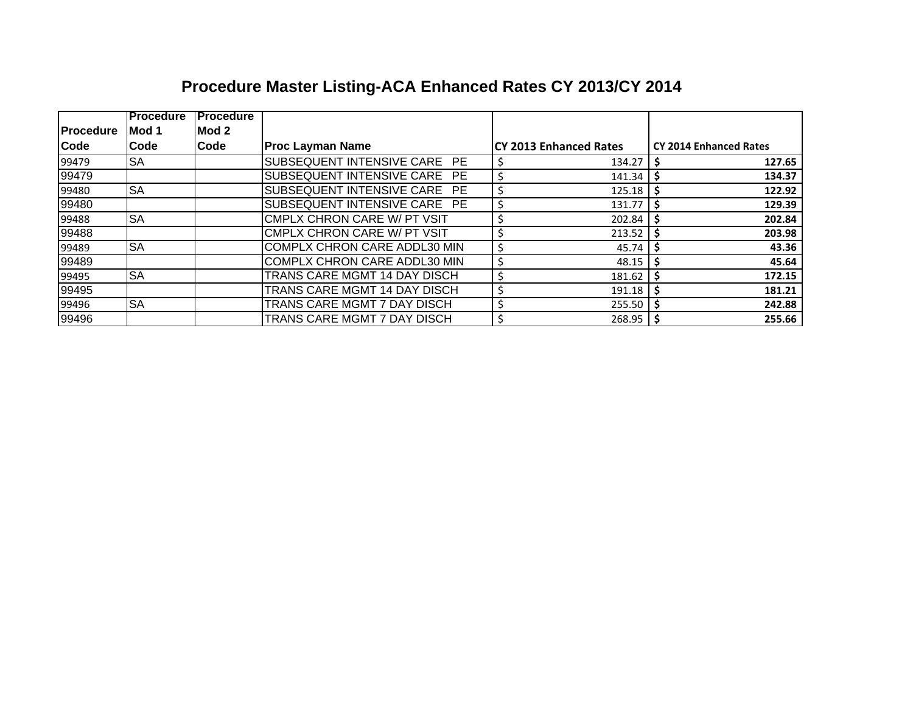## Procedure Master Listing-ACA Enhanced Rates CY 2013/CY 2014

| Procedure Code | Procedure Mod 1 Code | Procedure Mod 2 Code | Proc Layman Name | CY 2013 Enhanced Rates | CY 2014 Enhanced Rates |
|---|---|---|---|---|---|
| 99479 | SA | | SUBSEQUENT INTENSIVE CARE PE | $ 134.27 | **$ 127.65** |
| 99479 | | | SUBSEQUENT INTENSIVE CARE PE | $ 141.34 | **$ 134.37** |
| 99480 | SA | | SUBSEQUENT INTENSIVE CARE PE | $ 125.18 | **$ 122.92** |
| 99480 | | | SUBSEQUENT INTENSIVE CARE PE | $ 131.77 | **$ 129.39** |
| 99488 | SA | | CMPLX CHRON CARE W/ PT VSIT | $ 202.84 | **$ 202.84** |
| 99488 | | | CMPLX CHRON CARE W/ PT VSIT | $ 213.52 | **$ 203.98** |
| 99489 | SA | | COMPLX CHRON CARE ADDL30 MIN | $ 45.74 | **$ 43.36** |
| 99489 | | | COMPLX CHRON CARE ADDL30 MIN | $ 48.15 | **$ 45.64** |
| 99495 | SA | | TRANS CARE MGMT 14 DAY DISCH | $ 181.62 | **$ 172.15** |
| 99495 | | | TRANS CARE MGMT 14 DAY DISCH | $ 191.18 | **$ 181.21** |
| 99496 | SA | | TRANS CARE MGMT 7 DAY DISCH | $ 255.50 | **$ 242.88** |
| 99496 | | | TRANS CARE MGMT 7 DAY DISCH | $ 268.95 | **$ 255.66** |